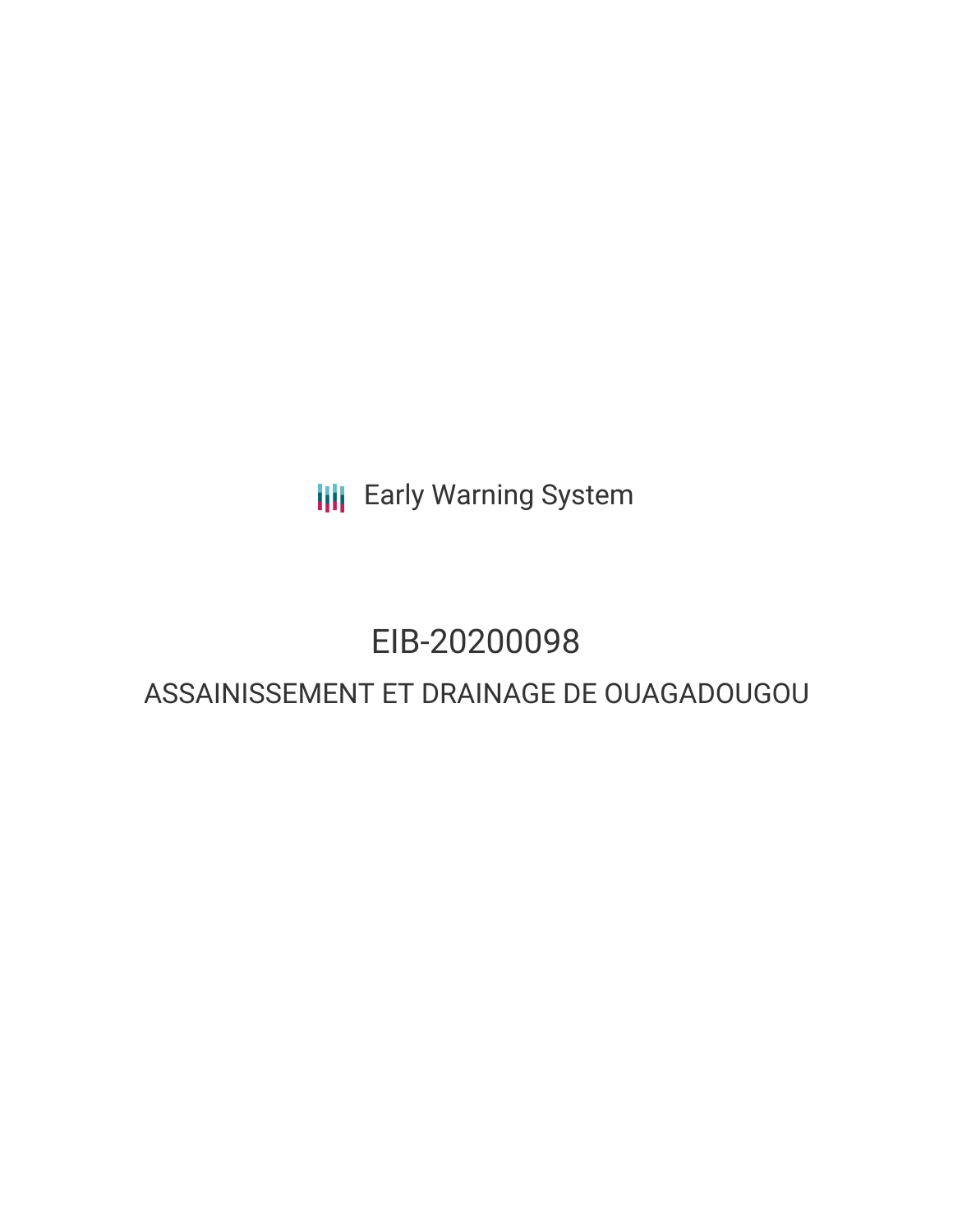Early Warning System

# EIB-20200098

## ASSAINISSEMENT ET DRAINAGE DE OUAGADOUGOU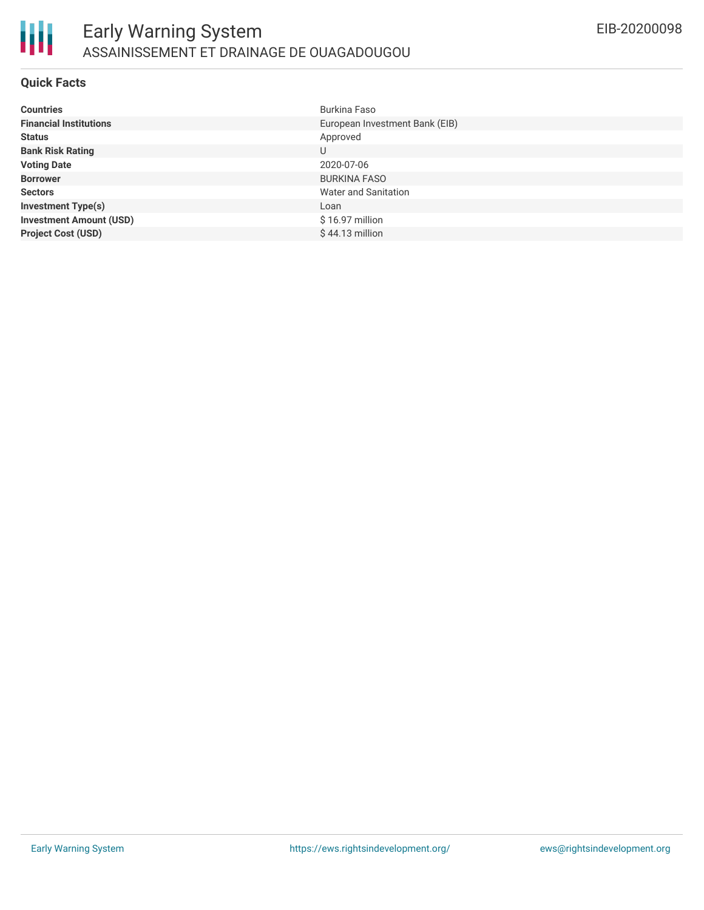# Early Warning System

## ASSAINISSEMENT ET DRAINAGE DE OUAGADOUGOU

EIB-20200098

### Quick Facts

| | |
|---|---|
| **Countries** | Burkina Faso |
| **Financial Institutions** | European Investment Bank (EIB) |
| **Status** | Approved |
| **Bank Risk Rating** | U |
| **Voting Date** | 2020-07-06 |
| **Borrower** | BURKINA FASO |
| **Sectors** | Water and Sanitation |
| **Investment Type(s)** | Loan |
| **Investment Amount (USD)** | $ 16.97 million |
| **Project Cost (USD)** | $ 44.13 million |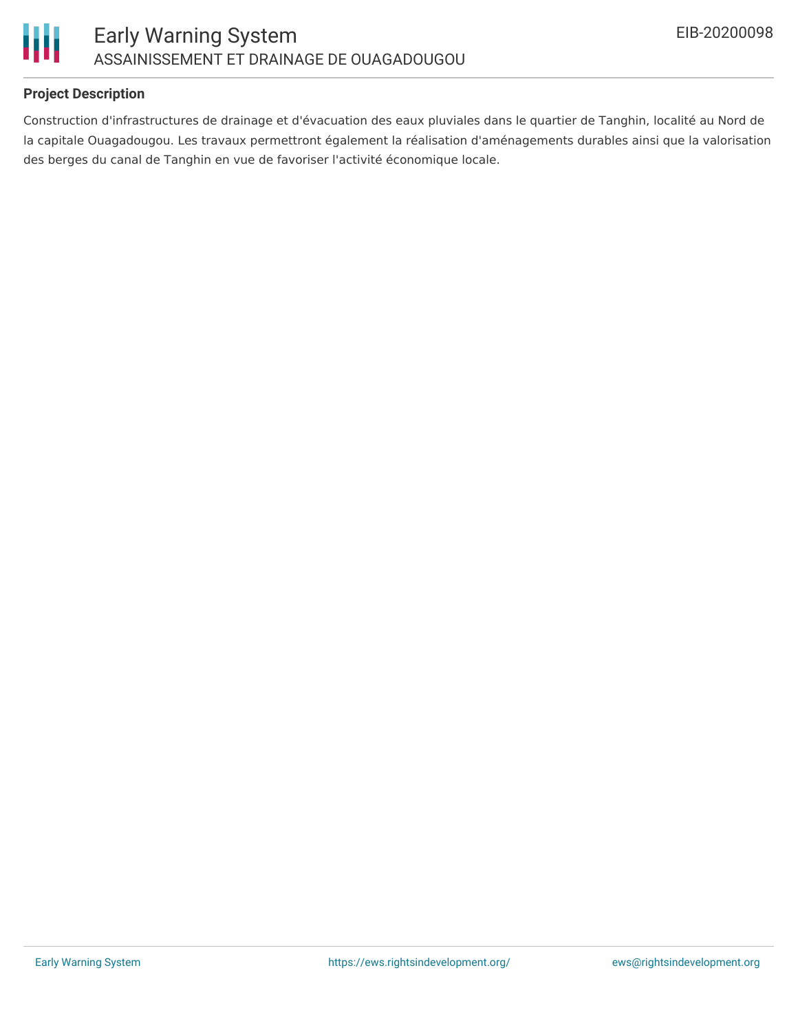**Project Description**

Construction d'infrastructures de drainage et d'évacuation des eaux pluviales dans le quartier de Tanghin, localité au Nord de la capitale Ouagadougou. Les travaux permettront également la réalisation d'aménagements durables ainsi que la valorisation des berges du canal de Tanghin en vue de favoriser l'activité économique locale.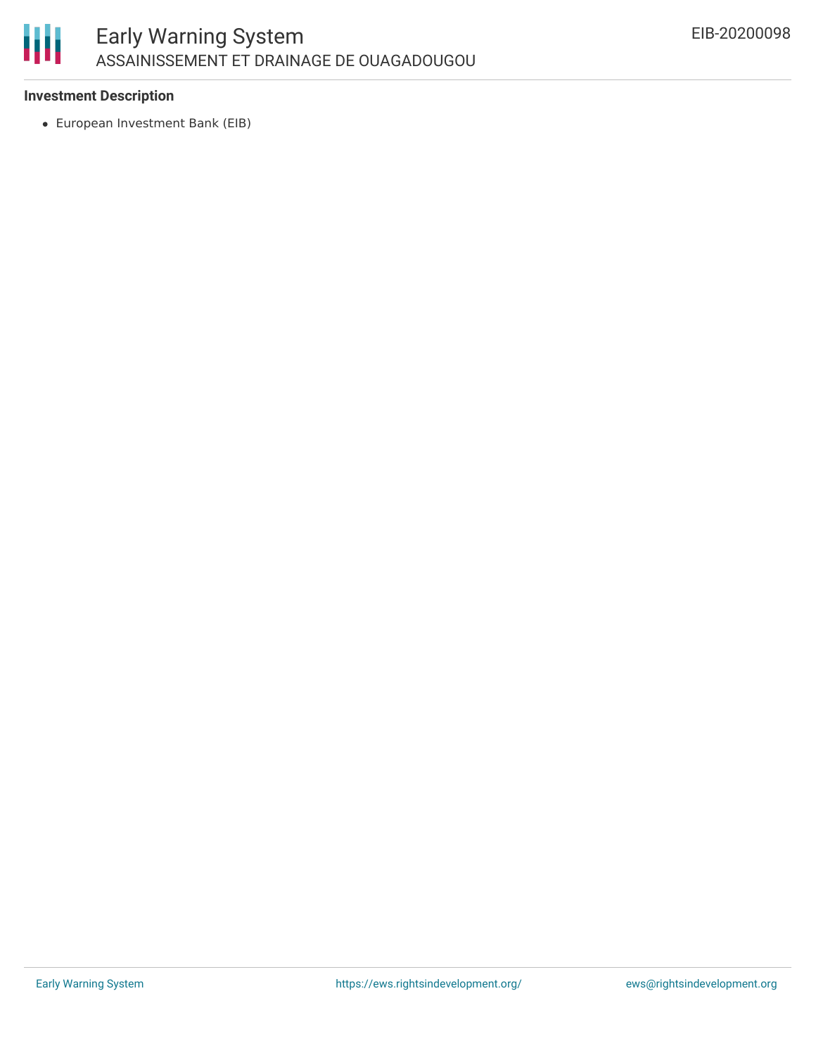### Investment Description

- European Investment Bank (EIB)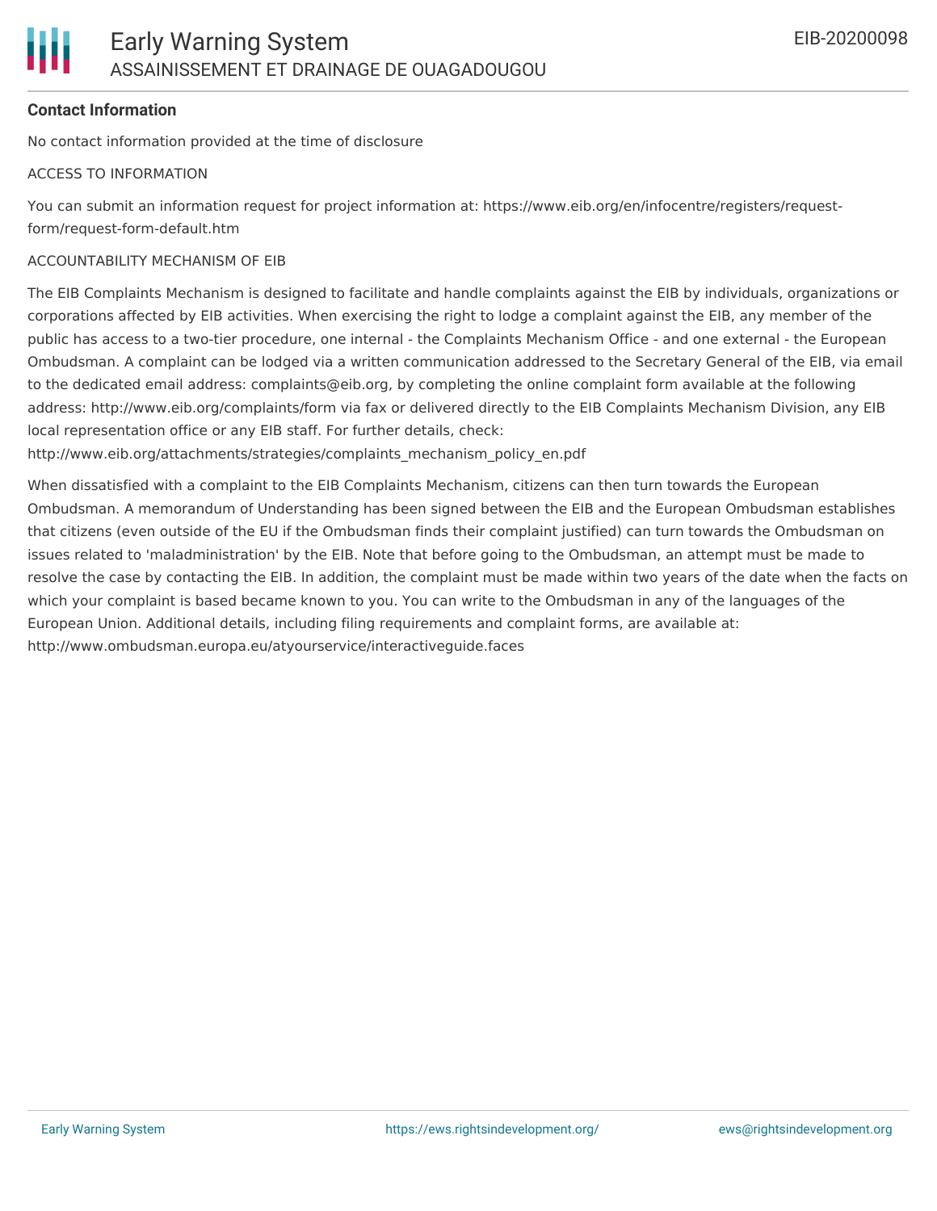**Contact Information**

No contact information provided at the time of disclosure

ACCESS TO INFORMATION

You can submit an information request for project information at: https://www.eib.org/en/infocentre/registers/request-form/request-form-default.htm

ACCOUNTABILITY MECHANISM OF EIB

The EIB Complaints Mechanism is designed to facilitate and handle complaints against the EIB by individuals, organizations or corporations affected by EIB activities. When exercising the right to lodge a complaint against the EIB, any member of the public has access to a two-tier procedure, one internal - the Complaints Mechanism Office - and one external - the European Ombudsman. A complaint can be lodged via a written communication addressed to the Secretary General of the EIB, via email to the dedicated email address: complaints@eib.org, by completing the online complaint form available at the following address: http://www.eib.org/complaints/form via fax or delivered directly to the EIB Complaints Mechanism Division, any EIB local representation office or any EIB staff. For further details, check: http://www.eib.org/attachments/strategies/complaints_mechanism_policy_en.pdf

When dissatisfied with a complaint to the EIB Complaints Mechanism, citizens can then turn towards the European Ombudsman. A memorandum of Understanding has been signed between the EIB and the European Ombudsman establishes that citizens (even outside of the EU if the Ombudsman finds their complaint justified) can turn towards the Ombudsman on issues related to 'maladministration' by the EIB. Note that before going to the Ombudsman, an attempt must be made to resolve the case by contacting the EIB. In addition, the complaint must be made within two years of the date when the facts on which your complaint is based became known to you. You can write to the Ombudsman in any of the languages of the European Union. Additional details, including filing requirements and complaint forms, are available at: http://www.ombudsman.europa.eu/atyourservice/interactiveguide.faces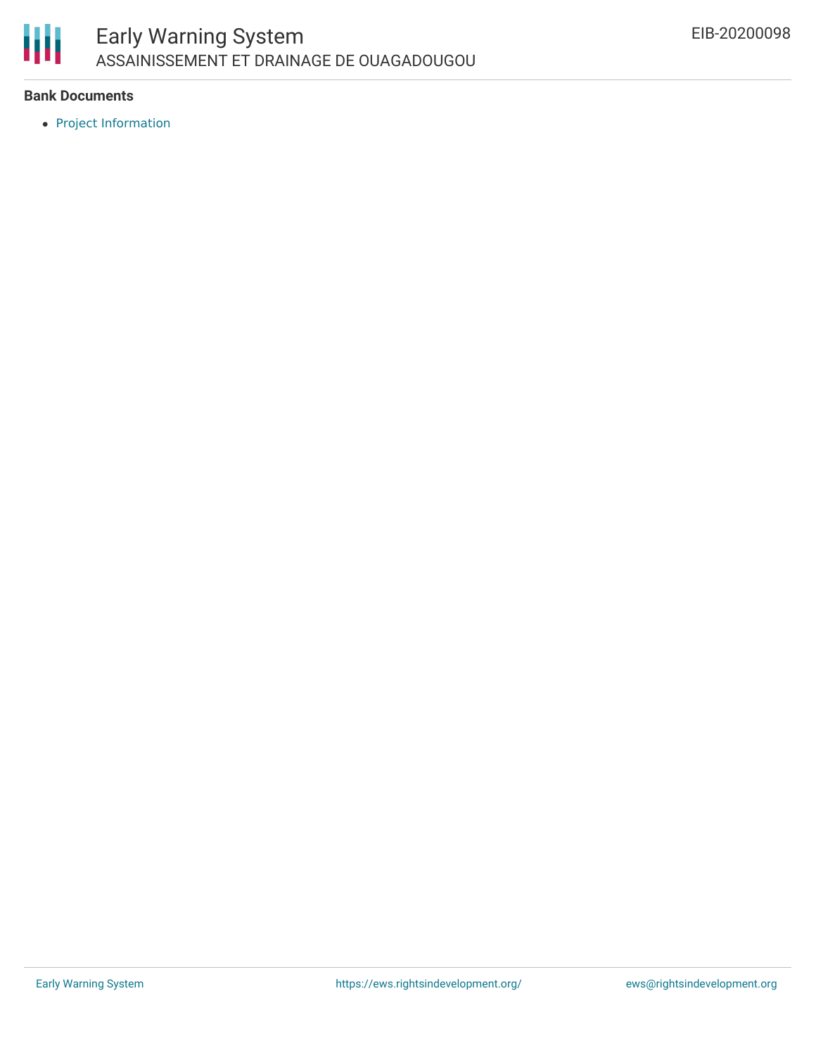**Bank Documents**

- Project Information